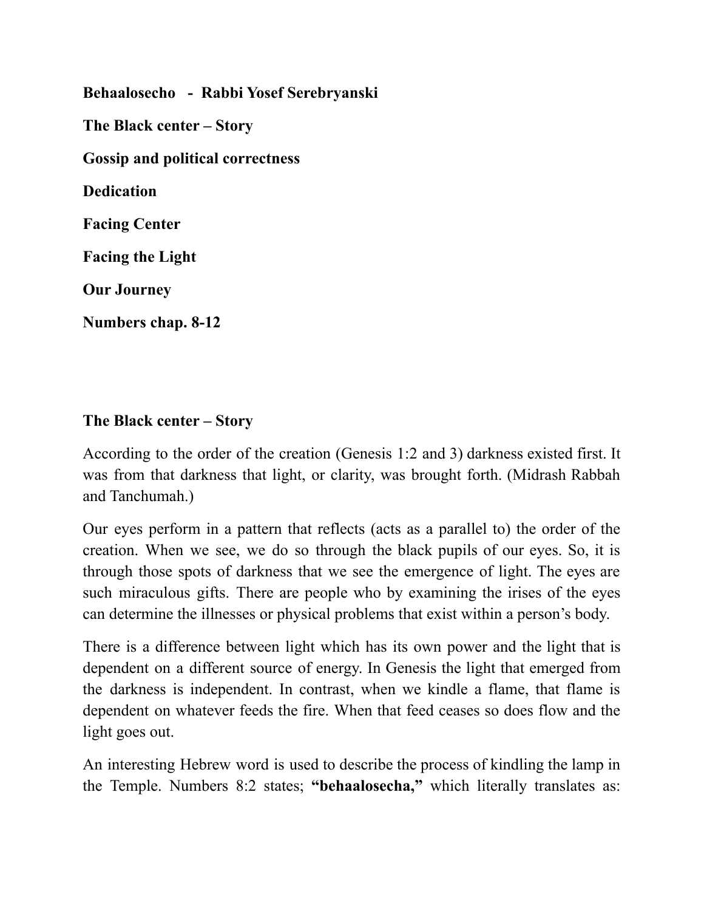**Behaalosecho - Rabbi Yosef Serebryanski**

**The Black center – Story**

**Gossip and political correctness**

**Dedication**

**Facing Center**

**Facing the Light**

**Our Journey**

**Numbers chap. 8-12**

## The Black center – Story

According to the order of the creation (Genesis 1:2 and 3) darkness existed first. It was from that darkness that light, or clarity, was brought forth. (Midrash Rabbah and Tanchumah.)

Our eyes perform in a pattern that reflects (acts as a parallel to) the order of the creation. When we see, we do so through the black pupils of our eyes. So, it is through those spots of darkness that we see the emergence of light. The eyes are such miraculous gifts. There are people who by examining the irises of the eyes can determine the illnesses or physical problems that exist within a person's body.

There is a difference between light which has its own power and the light that is dependent on a different source of energy. In Genesis the light that emerged from the darkness is independent. In contrast, when we kindle a flame, that flame is dependent on whatever feeds the fire. When that feed ceases so does flow and the light goes out.

An interesting Hebrew word is used to describe the process of kindling the lamp in the Temple. Numbers 8:2 states; **"behaalosecha,"** which literally translates as: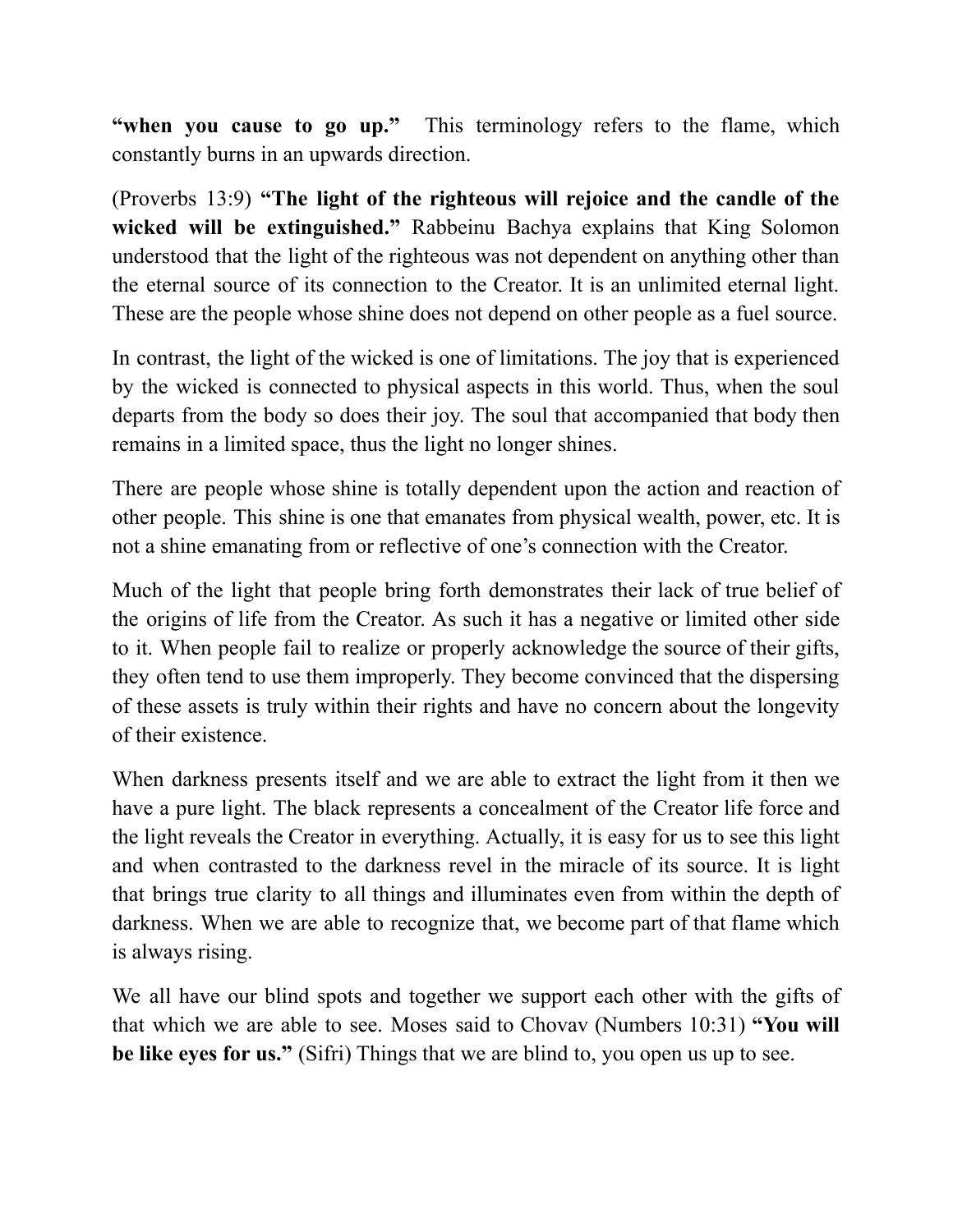**“when you cause to go up.”** This terminology refers to the flame, which constantly burns in an upwards direction.

(Proverbs 13:9) **“The light of the righteous will rejoice and the candle of the wicked will be extinguished.”** Rabbeinu Bachya explains that King Solomon understood that the light of the righteous was not dependent on anything other than the eternal source of its connection to the Creator. It is an unlimited eternal light. These are the people whose shine does not depend on other people as a fuel source.

In contrast, the light of the wicked is one of limitations. The joy that is experienced by the wicked is connected to physical aspects in this world. Thus, when the soul departs from the body so does their joy. The soul that accompanied that body then remains in a limited space, thus the light no longer shines.

There are people whose shine is totally dependent upon the action and reaction of other people. This shine is one that emanates from physical wealth, power, etc. It is not a shine emanating from or reflective of one’s connection with the Creator.

Much of the light that people bring forth demonstrates their lack of true belief of the origins of life from the Creator. As such it has a negative or limited other side to it. When people fail to realize or properly acknowledge the source of their gifts, they often tend to use them improperly. They become convinced that the dispersing of these assets is truly within their rights and have no concern about the longevity of their existence.

When darkness presents itself and we are able to extract the light from it then we have a pure light. The black represents a concealment of the Creator life force and the light reveals the Creator in everything. Actually, it is easy for us to see this light and when contrasted to the darkness revel in the miracle of its source. It is light that brings true clarity to all things and illuminates even from within the depth of darkness. When we are able to recognize that, we become part of that flame which is always rising.

We all have our blind spots and together we support each other with the gifts of that which we are able to see. Moses said to Chovav (Numbers 10:31) **“You will be like eyes for us.”** (Sifri) Things that we are blind to, you open us up to see.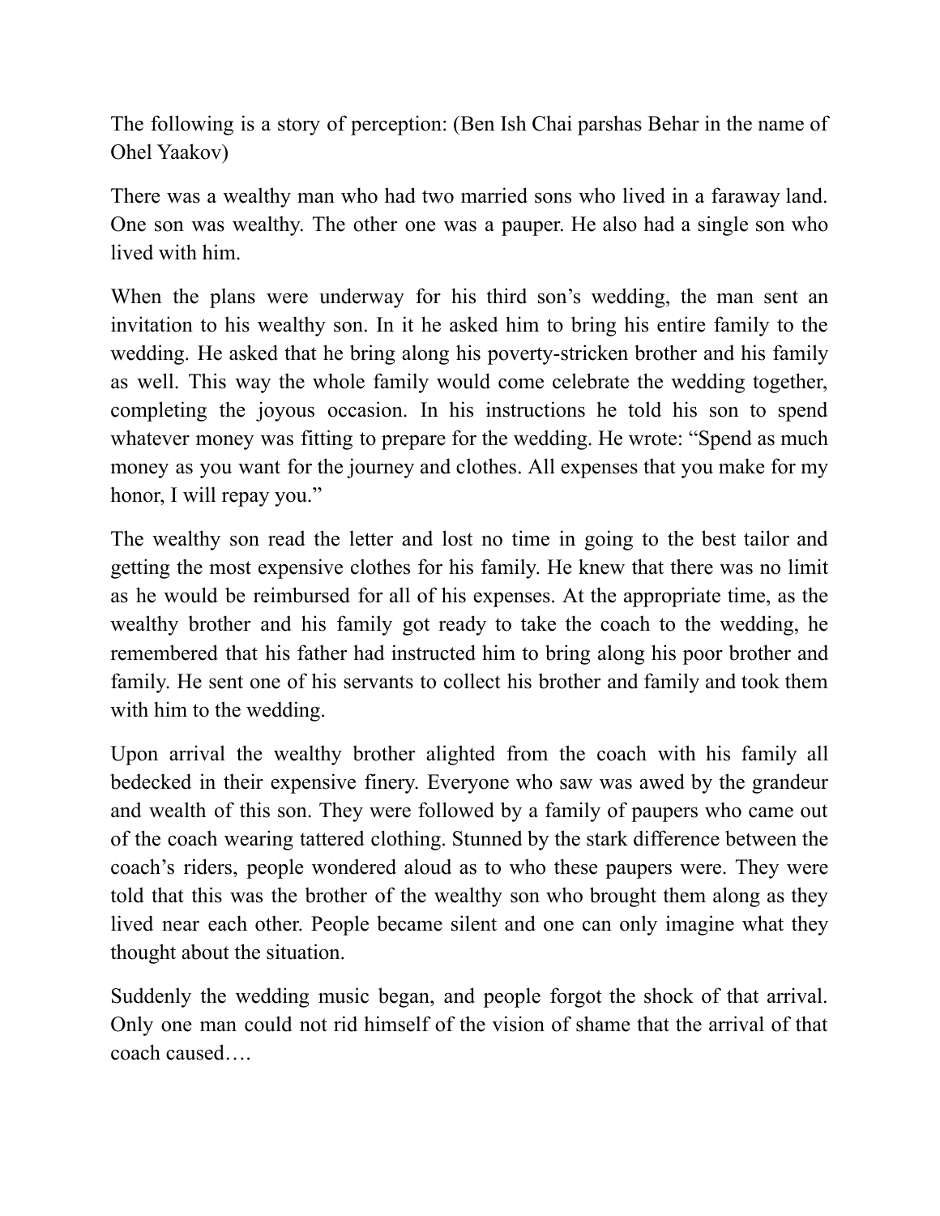The following is a story of perception: (Ben Ish Chai parshas Behar in the name of Ohel Yaakov)

There was a wealthy man who had two married sons who lived in a faraway land. One son was wealthy. The other one was a pauper. He also had a single son who lived with him.

When the plans were underway for his third son's wedding, the man sent an invitation to his wealthy son. In it he asked him to bring his entire family to the wedding. He asked that he bring along his poverty-stricken brother and his family as well. This way the whole family would come celebrate the wedding together, completing the joyous occasion. In his instructions he told his son to spend whatever money was fitting to prepare for the wedding. He wrote: "Spend as much money as you want for the journey and clothes. All expenses that you make for my honor, I will repay you."

The wealthy son read the letter and lost no time in going to the best tailor and getting the most expensive clothes for his family. He knew that there was no limit as he would be reimbursed for all of his expenses. At the appropriate time, as the wealthy brother and his family got ready to take the coach to the wedding, he remembered that his father had instructed him to bring along his poor brother and family. He sent one of his servants to collect his brother and family and took them with him to the wedding.

Upon arrival the wealthy brother alighted from the coach with his family all bedecked in their expensive finery. Everyone who saw was awed by the grandeur and wealth of this son. They were followed by a family of paupers who came out of the coach wearing tattered clothing. Stunned by the stark difference between the coach's riders, people wondered aloud as to who these paupers were. They were told that this was the brother of the wealthy son who brought them along as they lived near each other. People became silent and one can only imagine what they thought about the situation.

Suddenly the wedding music began, and people forgot the shock of that arrival. Only one man could not rid himself of the vision of shame that the arrival of that coach caused….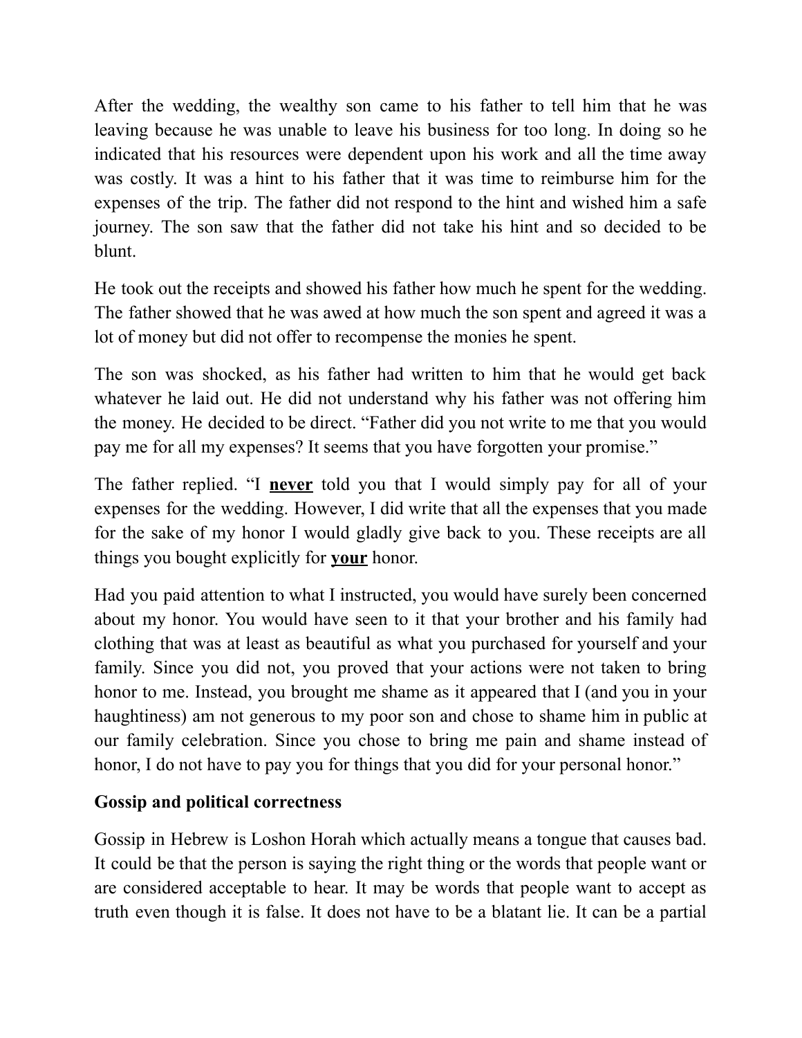After the wedding, the wealthy son came to his father to tell him that he was leaving because he was unable to leave his business for too long. In doing so he indicated that his resources were dependent upon his work and all the time away was costly. It was a hint to his father that it was time to reimburse him for the expenses of the trip. The father did not respond to the hint and wished him a safe journey. The son saw that the father did not take his hint and so decided to be blunt.

He took out the receipts and showed his father how much he spent for the wedding. The father showed that he was awed at how much the son spent and agreed it was a lot of money but did not offer to recompense the monies he spent.

The son was shocked, as his father had written to him that he would get back whatever he laid out. He did not understand why his father was not offering him the money. He decided to be direct. “Father did you not write to me that you would pay me for all my expenses? It seems that you have forgotten your promise.”

The father replied. “I <u>**never**</u> told you that I would simply pay for all of your expenses for the wedding. However, I did write that all the expenses that you made for the sake of my honor I would gladly give back to you. These receipts are all things you bought explicitly for <u>**your**</u> honor.

Had you paid attention to what I instructed, you would have surely been concerned about my honor. You would have seen to it that your brother and his family had clothing that was at least as beautiful as what you purchased for yourself and your family. Since you did not, you proved that your actions were not taken to bring honor to me. Instead, you brought me shame as it appeared that I (and you in your haughtiness) am not generous to my poor son and chose to shame him in public at our family celebration. Since you chose to bring me pain and shame instead of honor, I do not have to pay you for things that you did for your personal honor.”

**Gossip and political correctness**

Gossip in Hebrew is Loshon Horah which actually means a tongue that causes bad. It could be that the person is saying the right thing or the words that people want or are considered acceptable to hear. It may be words that people want to accept as truth even though it is false. It does not have to be a blatant lie. It can be a partial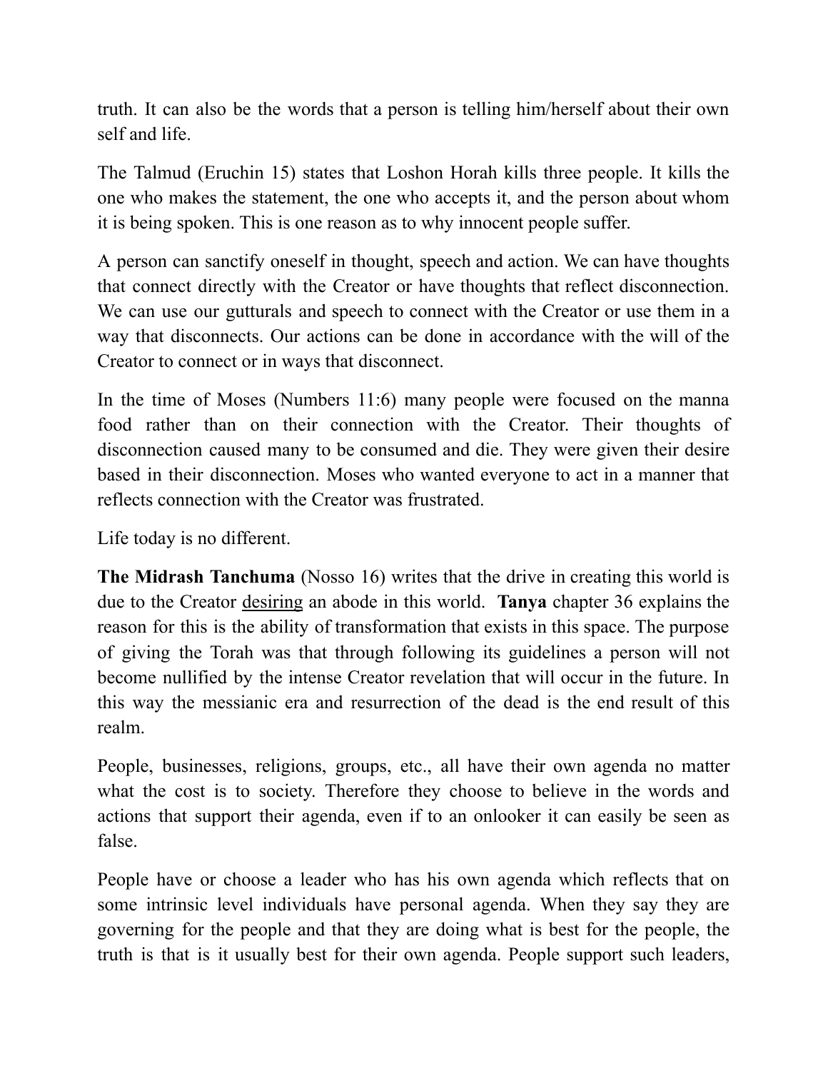truth. It can also be the words that a person is telling him/herself about their own self and life.

The Talmud (Eruchin 15) states that Loshon Horah kills three people. It kills the one who makes the statement, the one who accepts it, and the person about whom it is being spoken. This is one reason as to why innocent people suffer.

A person can sanctify oneself in thought, speech and action. We can have thoughts that connect directly with the Creator or have thoughts that reflect disconnection. We can use our gutturals and speech to connect with the Creator or use them in a way that disconnects. Our actions can be done in accordance with the will of the Creator to connect or in ways that disconnect.

In the time of Moses (Numbers 11:6) many people were focused on the manna food rather than on their connection with the Creator. Their thoughts of disconnection caused many to be consumed and die. They were given their desire based in their disconnection. Moses who wanted everyone to act in a manner that reflects connection with the Creator was frustrated.

Life today is no different.

**The Midrash Tanchuma** (Nosso 16) writes that the drive in creating this world is due to the Creator <u>desiring</u> an abode in this world. **Tanya** chapter 36 explains the reason for this is the ability of transformation that exists in this space. The purpose of giving the Torah was that through following its guidelines a person will not become nullified by the intense Creator revelation that will occur in the future. In this way the messianic era and resurrection of the dead is the end result of this realm.

People, businesses, religions, groups, etc., all have their own agenda no matter what the cost is to society. Therefore they choose to believe in the words and actions that support their agenda, even if to an onlooker it can easily be seen as false.

People have or choose a leader who has his own agenda which reflects that on some intrinsic level individuals have personal agenda. When they say they are governing for the people and that they are doing what is best for the people, the truth is that is it usually best for their own agenda. People support such leaders,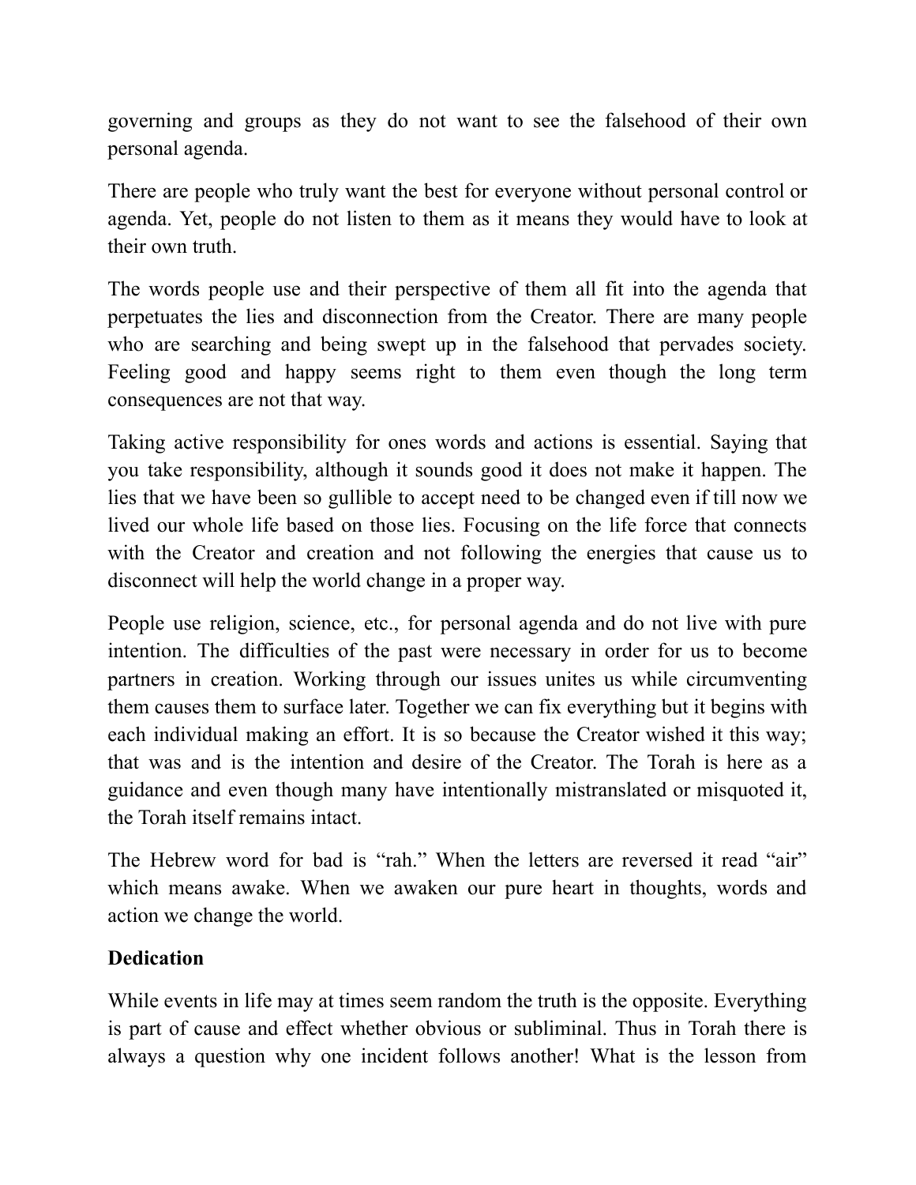governing and groups as they do not want to see the falsehood of their own personal agenda.

There are people who truly want the best for everyone without personal control or agenda. Yet, people do not listen to them as it means they would have to look at their own truth.

The words people use and their perspective of them all fit into the agenda that perpetuates the lies and disconnection from the Creator. There are many people who are searching and being swept up in the falsehood that pervades society. Feeling good and happy seems right to them even though the long term consequences are not that way.

Taking active responsibility for ones words and actions is essential. Saying that you take responsibility, although it sounds good it does not make it happen. The lies that we have been so gullible to accept need to be changed even if till now we lived our whole life based on those lies. Focusing on the life force that connects with the Creator and creation and not following the energies that cause us to disconnect will help the world change in a proper way.

People use religion, science, etc., for personal agenda and do not live with pure intention. The difficulties of the past were necessary in order for us to become partners in creation. Working through our issues unites us while circumventing them causes them to surface later. Together we can fix everything but it begins with each individual making an effort. It is so because the Creator wished it this way; that was and is the intention and desire of the Creator. The Torah is here as a guidance and even though many have intentionally mistranslated or misquoted it, the Torah itself remains intact.

The Hebrew word for bad is "rah." When the letters are reversed it read "air" which means awake. When we awaken our pure heart in thoughts, words and action we change the world.

**Dedication**

While events in life may at times seem random the truth is the opposite. Everything is part of cause and effect whether obvious or subliminal. Thus in Torah there is always a question why one incident follows another! What is the lesson from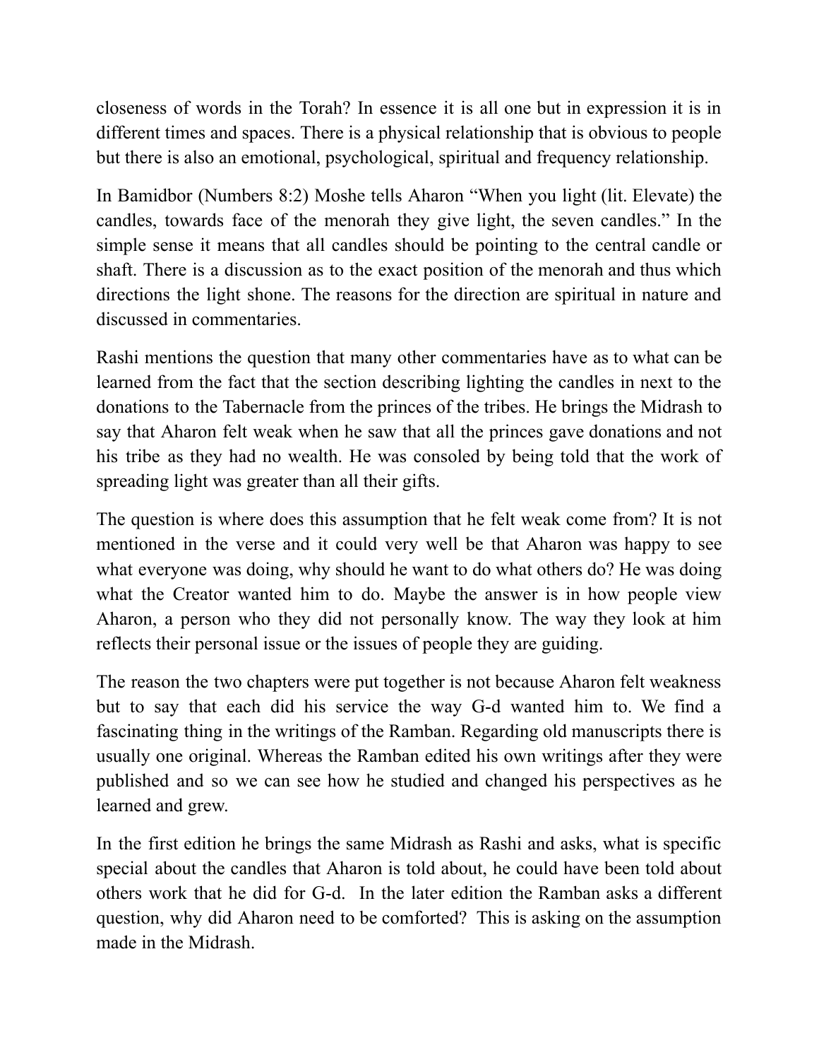closeness of words in the Torah? In essence it is all one but in expression it is in different times and spaces. There is a physical relationship that is obvious to people but there is also an emotional, psychological, spiritual and frequency relationship.

In Bamidbor (Numbers 8:2) Moshe tells Aharon "When you light (lit. Elevate) the candles, towards face of the menorah they give light, the seven candles." In the simple sense it means that all candles should be pointing to the central candle or shaft. There is a discussion as to the exact position of the menorah and thus which directions the light shone. The reasons for the direction are spiritual in nature and discussed in commentaries.

Rashi mentions the question that many other commentaries have as to what can be learned from the fact that the section describing lighting the candles in next to the donations to the Tabernacle from the princes of the tribes. He brings the Midrash to say that Aharon felt weak when he saw that all the princes gave donations and not his tribe as they had no wealth. He was consoled by being told that the work of spreading light was greater than all their gifts.

The question is where does this assumption that he felt weak come from? It is not mentioned in the verse and it could very well be that Aharon was happy to see what everyone was doing, why should he want to do what others do? He was doing what the Creator wanted him to do. Maybe the answer is in how people view Aharon, a person who they did not personally know. The way they look at him reflects their personal issue or the issues of people they are guiding.

The reason the two chapters were put together is not because Aharon felt weakness but to say that each did his service the way G-d wanted him to. We find a fascinating thing in the writings of the Ramban. Regarding old manuscripts there is usually one original. Whereas the Ramban edited his own writings after they were published and so we can see how he studied and changed his perspectives as he learned and grew.

In the first edition he brings the same Midrash as Rashi and asks, what is specific special about the candles that Aharon is told about, he could have been told about others work that he did for G-d. In the later edition the Ramban asks a different question, why did Aharon need to be comforted? This is asking on the assumption made in the Midrash.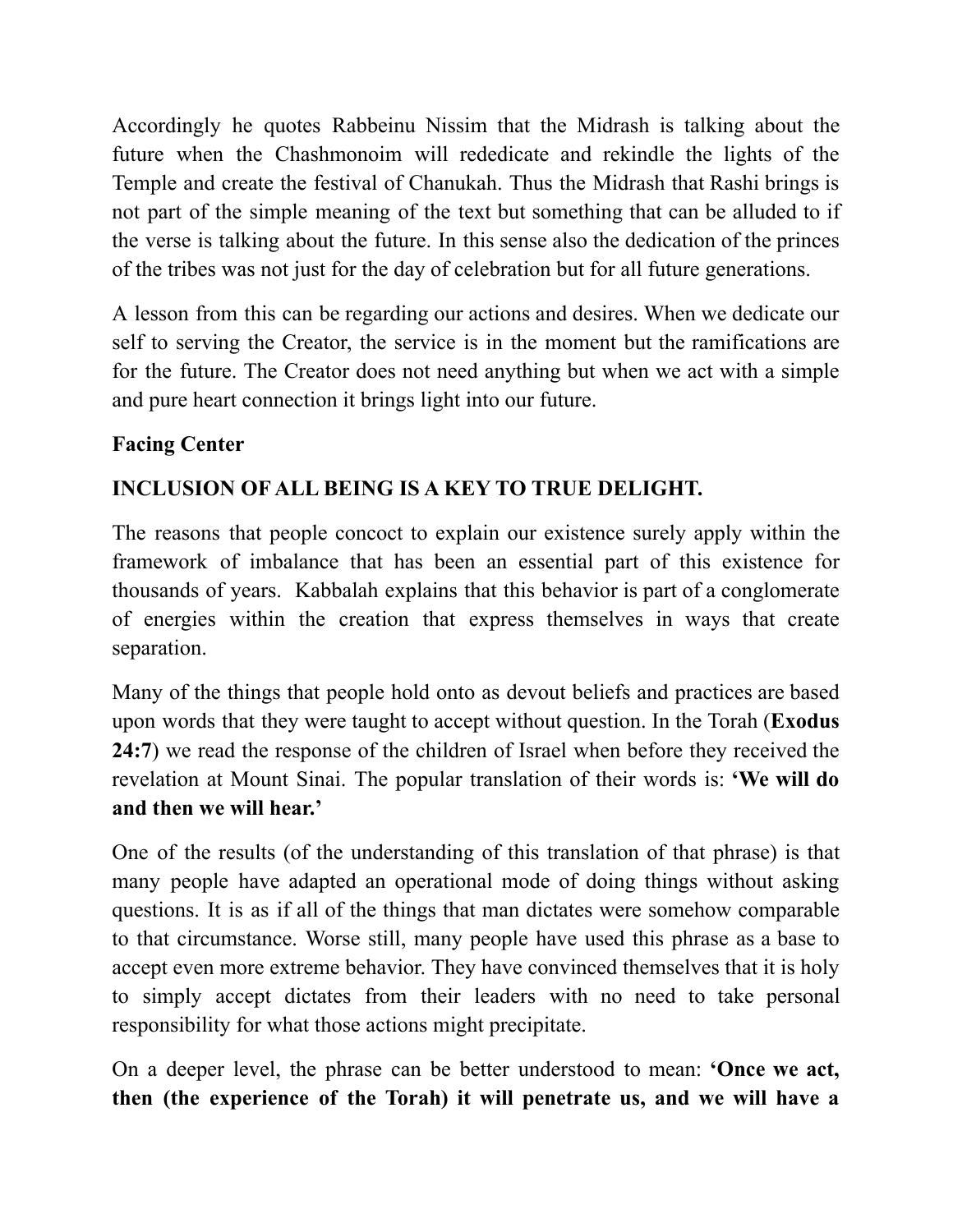Accordingly he quotes Rabbeinu Nissim that the Midrash is talking about the future when the Chashmonoim will rededicate and rekindle the lights of the Temple and create the festival of Chanukah. Thus the Midrash that Rashi brings is not part of the simple meaning of the text but something that can be alluded to if the verse is talking about the future. In this sense also the dedication of the princes of the tribes was not just for the day of celebration but for all future generations.

A lesson from this can be regarding our actions and desires. When we dedicate our self to serving the Creator, the service is in the moment but the ramifications are for the future. The Creator does not need anything but when we act with a simple and pure heart connection it brings light into our future.

**Facing Center**

**INCLUSION OF ALL BEING IS A KEY TO TRUE DELIGHT.**

The reasons that people concoct to explain our existence surely apply within the framework of imbalance that has been an essential part of this existence for thousands of years. Kabbalah explains that this behavior is part of a conglomerate of energies within the creation that express themselves in ways that create separation.

Many of the things that people hold onto as devout beliefs and practices are based upon words that they were taught to accept without question. In the Torah (**Exodus 24:7**) we read the response of the children of Israel when before they received the revelation at Mount Sinai. The popular translation of their words is: **'We will do and then we will hear.'**

One of the results (of the understanding of this translation of that phrase) is that many people have adapted an operational mode of doing things without asking questions. It is as if all of the things that man dictates were somehow comparable to that circumstance. Worse still, many people have used this phrase as a base to accept even more extreme behavior. They have convinced themselves that it is holy to simply accept dictates from their leaders with no need to take personal responsibility for what those actions might precipitate.

On a deeper level, the phrase can be better understood to mean: **'Once we act, then (the experience of the Torah) it will penetrate us, and we will have a**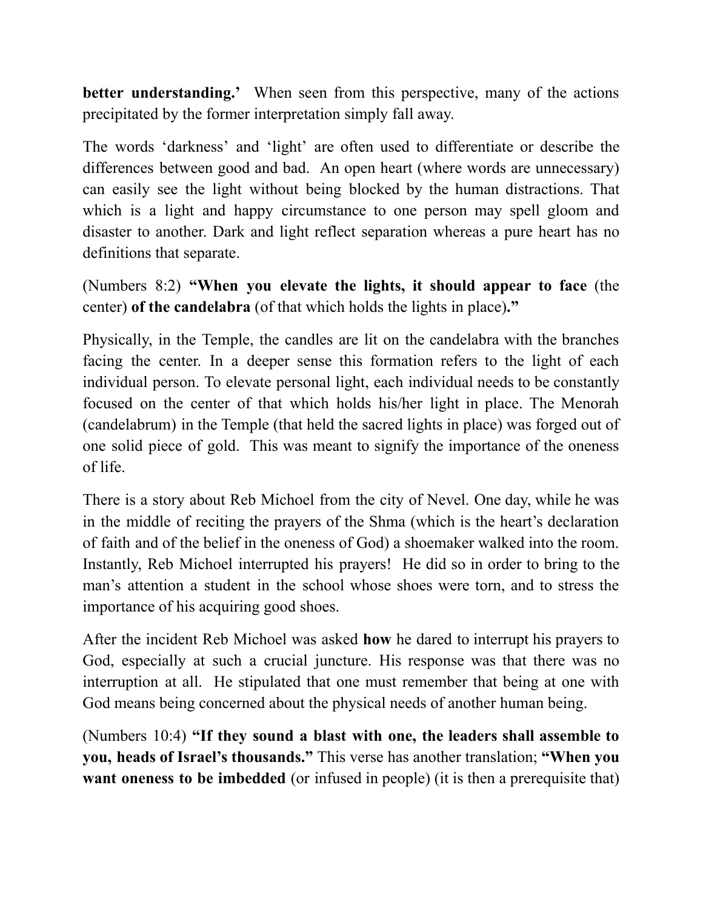**better understanding.'** When seen from this perspective, many of the actions precipitated by the former interpretation simply fall away.

The words 'darkness' and 'light' are often used to differentiate or describe the differences between good and bad. An open heart (where words are unnecessary) can easily see the light without being blocked by the human distractions. That which is a light and happy circumstance to one person may spell gloom and disaster to another. Dark and light reflect separation whereas a pure heart has no definitions that separate.

(Numbers 8:2) **"When you elevate the lights, it should appear to face** (the center) **of the candelabra** (of that which holds the lights in place)**."**

Physically, in the Temple, the candles are lit on the candelabra with the branches facing the center. In a deeper sense this formation refers to the light of each individual person. To elevate personal light, each individual needs to be constantly focused on the center of that which holds his/her light in place. The Menorah (candelabrum) in the Temple (that held the sacred lights in place) was forged out of one solid piece of gold. This was meant to signify the importance of the oneness of life.

There is a story about Reb Michoel from the city of Nevel. One day, while he was in the middle of reciting the prayers of the Shma (which is the heart's declaration of faith and of the belief in the oneness of God) a shoemaker walked into the room. Instantly, Reb Michoel interrupted his prayers! He did so in order to bring to the man's attention a student in the school whose shoes were torn, and to stress the importance of his acquiring good shoes.

After the incident Reb Michoel was asked **how** he dared to interrupt his prayers to God, especially at such a crucial juncture. His response was that there was no interruption at all. He stipulated that one must remember that being at one with God means being concerned about the physical needs of another human being.

(Numbers 10:4) **"If they sound a blast with one, the leaders shall assemble to you, heads of Israel's thousands."** This verse has another translation; **"When you want oneness to be imbedded** (or infused in people) (it is then a prerequisite that)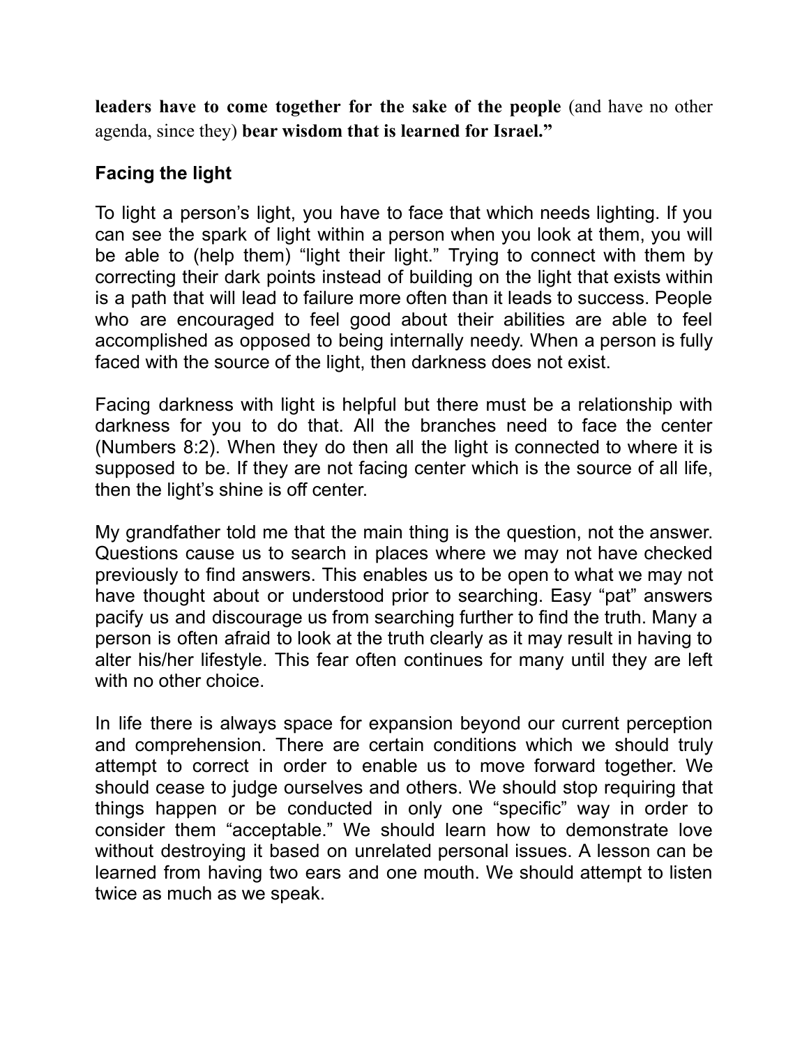**leaders have to come together for the sake of the people** (and have no other agenda, since they) **bear wisdom that is learned for Israel."**

**Facing the light**

To light a person's light, you have to face that which needs lighting. If you can see the spark of light within a person when you look at them, you will be able to (help them) "light their light." Trying to connect with them by correcting their dark points instead of building on the light that exists within is a path that will lead to failure more often than it leads to success. People who are encouraged to feel good about their abilities are able to feel accomplished as opposed to being internally needy. When a person is fully faced with the source of the light, then darkness does not exist.

Facing darkness with light is helpful but there must be a relationship with darkness for you to do that. All the branches need to face the center (Numbers 8:2). When they do then all the light is connected to where it is supposed to be. If they are not facing center which is the source of all life, then the light's shine is off center.

My grandfather told me that the main thing is the question, not the answer. Questions cause us to search in places where we may not have checked previously to find answers. This enables us to be open to what we may not have thought about or understood prior to searching. Easy "pat" answers pacify us and discourage us from searching further to find the truth. Many a person is often afraid to look at the truth clearly as it may result in having to alter his/her lifestyle. This fear often continues for many until they are left with no other choice.

In life there is always space for expansion beyond our current perception and comprehension. There are certain conditions which we should truly attempt to correct in order to enable us to move forward together. We should cease to judge ourselves and others. We should stop requiring that things happen or be conducted in only one "specific" way in order to consider them "acceptable." We should learn how to demonstrate love without destroying it based on unrelated personal issues. A lesson can be learned from having two ears and one mouth. We should attempt to listen twice as much as we speak.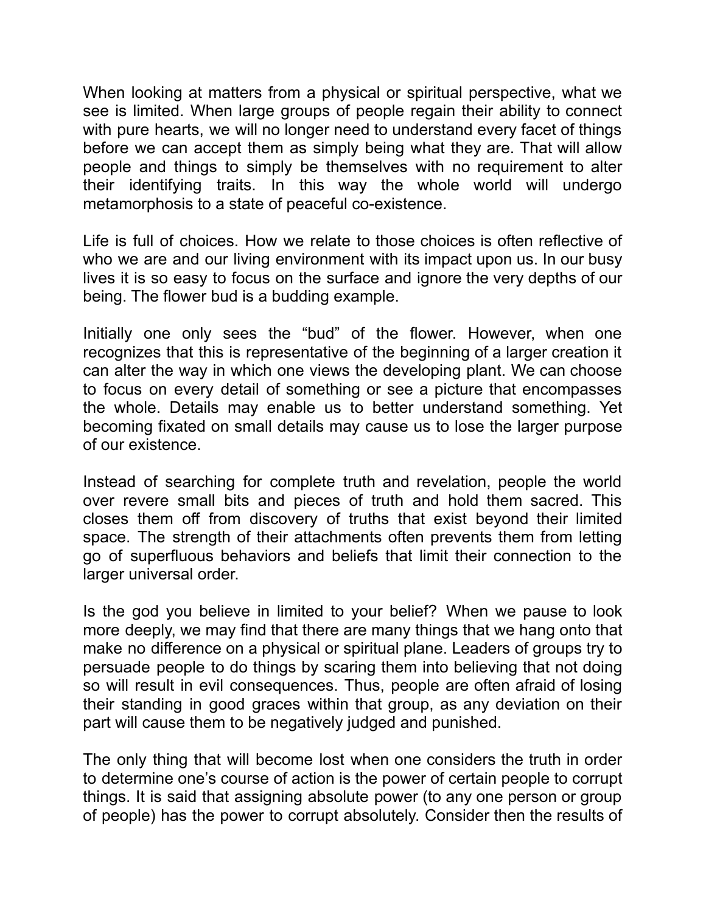When looking at matters from a physical or spiritual perspective, what we see is limited. When large groups of people regain their ability to connect with pure hearts, we will no longer need to understand every facet of things before we can accept them as simply being what they are. That will allow people and things to simply be themselves with no requirement to alter their identifying traits. In this way the whole world will undergo metamorphosis to a state of peaceful co-existence.

Life is full of choices. How we relate to those choices is often reflective of who we are and our living environment with its impact upon us. In our busy lives it is so easy to focus on the surface and ignore the very depths of our being. The flower bud is a budding example.

Initially one only sees the "bud" of the flower. However, when one recognizes that this is representative of the beginning of a larger creation it can alter the way in which one views the developing plant. We can choose to focus on every detail of something or see a picture that encompasses the whole. Details may enable us to better understand something. Yet becoming fixated on small details may cause us to lose the larger purpose of our existence.

Instead of searching for complete truth and revelation, people the world over revere small bits and pieces of truth and hold them sacred. This closes them off from discovery of truths that exist beyond their limited space. The strength of their attachments often prevents them from letting go of superfluous behaviors and beliefs that limit their connection to the larger universal order.

Is the god you believe in limited to your belief? When we pause to look more deeply, we may find that there are many things that we hang onto that make no difference on a physical or spiritual plane. Leaders of groups try to persuade people to do things by scaring them into believing that not doing so will result in evil consequences. Thus, people are often afraid of losing their standing in good graces within that group, as any deviation on their part will cause them to be negatively judged and punished.

The only thing that will become lost when one considers the truth in order to determine one's course of action is the power of certain people to corrupt things. It is said that assigning absolute power (to any one person or group of people) has the power to corrupt absolutely. Consider then the results of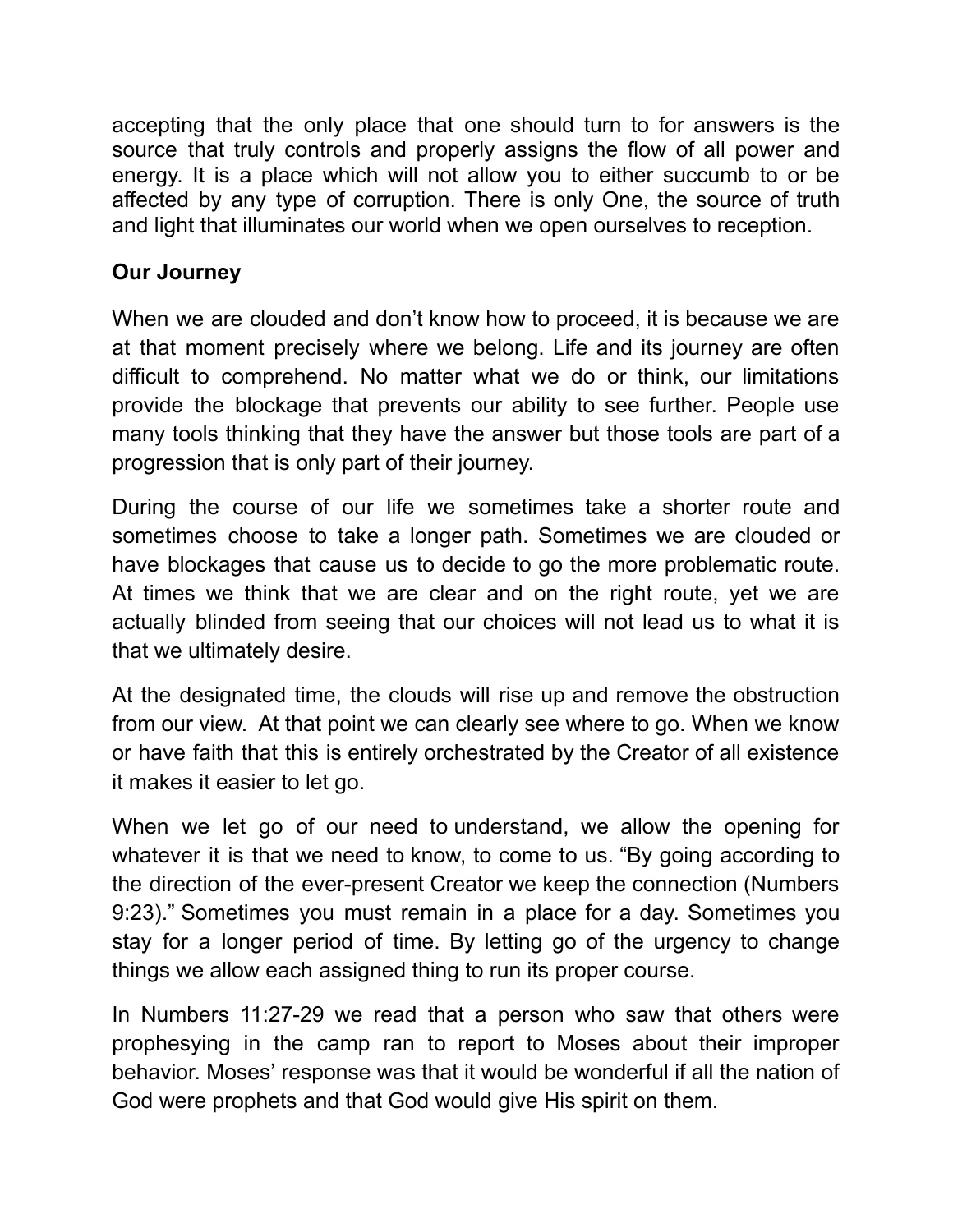accepting that the only place that one should turn to for answers is the source that truly controls and properly assigns the flow of all power and energy. It is a place which will not allow you to either succumb to or be affected by any type of corruption. There is only One, the source of truth and light that illuminates our world when we open ourselves to reception.

**Our Journey**

When we are clouded and don't know how to proceed, it is because we are at that moment precisely where we belong. Life and its journey are often difficult to comprehend. No matter what we do or think, our limitations provide the blockage that prevents our ability to see further. People use many tools thinking that they have the answer but those tools are part of a progression that is only part of their journey.

During the course of our life we sometimes take a shorter route and sometimes choose to take a longer path. Sometimes we are clouded or have blockages that cause us to decide to go the more problematic route. At times we think that we are clear and on the right route, yet we are actually blinded from seeing that our choices will not lead us to what it is that we ultimately desire.

At the designated time, the clouds will rise up and remove the obstruction from our view. At that point we can clearly see where to go. When we know or have faith that this is entirely orchestrated by the Creator of all existence it makes it easier to let go.

When we let go of our need to understand, we allow the opening for whatever it is that we need to know, to come to us. "By going according to the direction of the ever-present Creator we keep the connection (Numbers 9:23)." Sometimes you must remain in a place for a day. Sometimes you stay for a longer period of time. By letting go of the urgency to change things we allow each assigned thing to run its proper course.

In Numbers 11:27-29 we read that a person who saw that others were prophesying in the camp ran to report to Moses about their improper behavior. Moses' response was that it would be wonderful if all the nation of God were prophets and that God would give His spirit on them.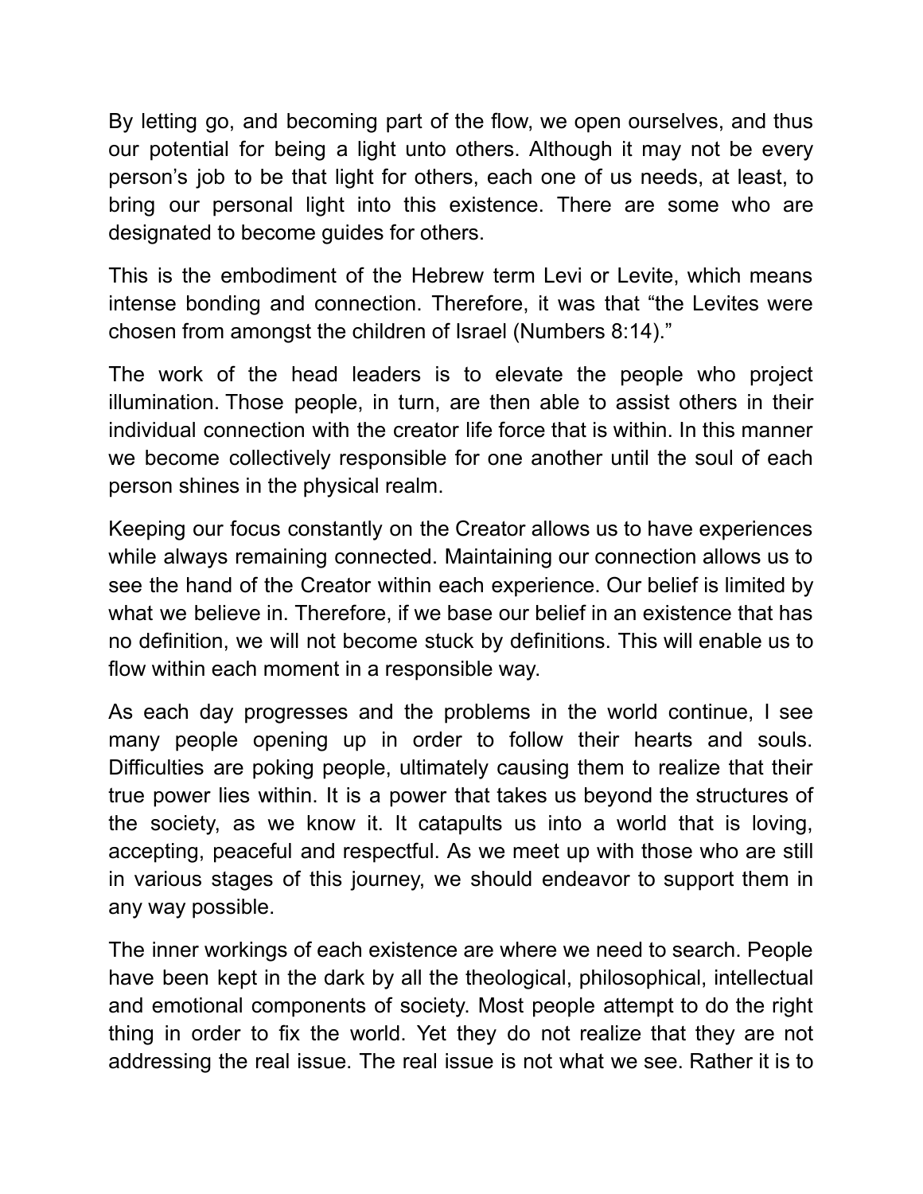By letting go, and becoming part of the flow, we open ourselves, and thus our potential for being a light unto others. Although it may not be every person's job to be that light for others, each one of us needs, at least, to bring our personal light into this existence. There are some who are designated to become guides for others.

This is the embodiment of the Hebrew term Levi or Levite, which means intense bonding and connection. Therefore, it was that "the Levites were chosen from amongst the children of Israel (Numbers 8:14)."

The work of the head leaders is to elevate the people who project illumination. Those people, in turn, are then able to assist others in their individual connection with the creator life force that is within. In this manner we become collectively responsible for one another until the soul of each person shines in the physical realm.

Keeping our focus constantly on the Creator allows us to have experiences while always remaining connected. Maintaining our connection allows us to see the hand of the Creator within each experience. Our belief is limited by what we believe in. Therefore, if we base our belief in an existence that has no definition, we will not become stuck by definitions. This will enable us to flow within each moment in a responsible way.

As each day progresses and the problems in the world continue, I see many people opening up in order to follow their hearts and souls. Difficulties are poking people, ultimately causing them to realize that their true power lies within. It is a power that takes us beyond the structures of the society, as we know it. It catapults us into a world that is loving, accepting, peaceful and respectful. As we meet up with those who are still in various stages of this journey, we should endeavor to support them in any way possible.

The inner workings of each existence are where we need to search. People have been kept in the dark by all the theological, philosophical, intellectual and emotional components of society. Most people attempt to do the right thing in order to fix the world. Yet they do not realize that they are not addressing the real issue. The real issue is not what we see. Rather it is to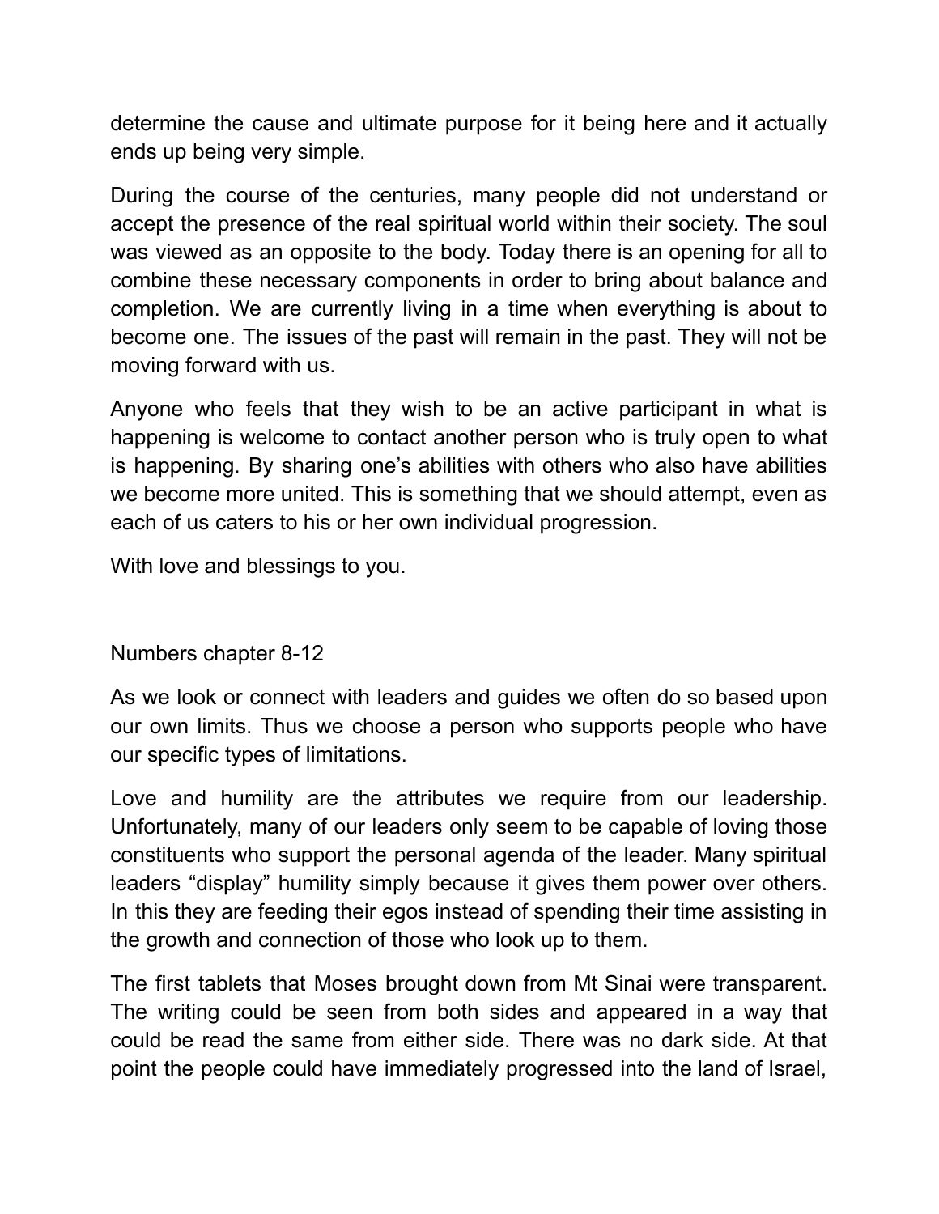determine the cause and ultimate purpose for it being here and it actually ends up being very simple.

During the course of the centuries, many people did not understand or accept the presence of the real spiritual world within their society. The soul was viewed as an opposite to the body. Today there is an opening for all to combine these necessary components in order to bring about balance and completion. We are currently living in a time when everything is about to become one. The issues of the past will remain in the past. They will not be moving forward with us.

Anyone who feels that they wish to be an active participant in what is happening is welcome to contact another person who is truly open to what is happening. By sharing one's abilities with others who also have abilities we become more united. This is something that we should attempt, even as each of us caters to his or her own individual progression.

With love and blessings to you.

## Numbers chapter 8-12

As we look or connect with leaders and guides we often do so based upon our own limits. Thus we choose a person who supports people who have our specific types of limitations.

Love and humility are the attributes we require from our leadership. Unfortunately, many of our leaders only seem to be capable of loving those constituents who support the personal agenda of the leader. Many spiritual leaders "display" humility simply because it gives them power over others. In this they are feeding their egos instead of spending their time assisting in the growth and connection of those who look up to them.

The first tablets that Moses brought down from Mt Sinai were transparent. The writing could be seen from both sides and appeared in a way that could be read the same from either side. There was no dark side. At that point the people could have immediately progressed into the land of Israel,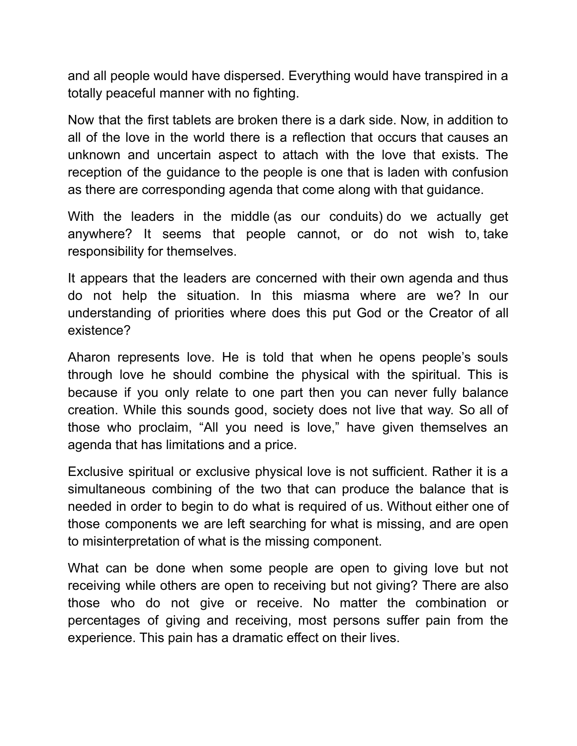and all people would have dispersed. Everything would have transpired in a totally peaceful manner with no fighting.

Now that the first tablets are broken there is a dark side. Now, in addition to all of the love in the world there is a reflection that occurs that causes an unknown and uncertain aspect to attach with the love that exists. The reception of the guidance to the people is one that is laden with confusion as there are corresponding agenda that come along with that guidance.

With the leaders in the middle (as our conduits) do we actually get anywhere? It seems that people cannot, or do not wish to, take responsibility for themselves.

It appears that the leaders are concerned with their own agenda and thus do not help the situation. In this miasma where are we? In our understanding of priorities where does this put God or the Creator of all existence?

Aharon represents love. He is told that when he opens people's souls through love he should combine the physical with the spiritual. This is because if you only relate to one part then you can never fully balance creation. While this sounds good, society does not live that way. So all of those who proclaim, "All you need is love," have given themselves an agenda that has limitations and a price.

Exclusive spiritual or exclusive physical love is not sufficient. Rather it is a simultaneous combining of the two that can produce the balance that is needed in order to begin to do what is required of us. Without either one of those components we are left searching for what is missing, and are open to misinterpretation of what is the missing component.

What can be done when some people are open to giving love but not receiving while others are open to receiving but not giving? There are also those who do not give or receive. No matter the combination or percentages of giving and receiving, most persons suffer pain from the experience. This pain has a dramatic effect on their lives.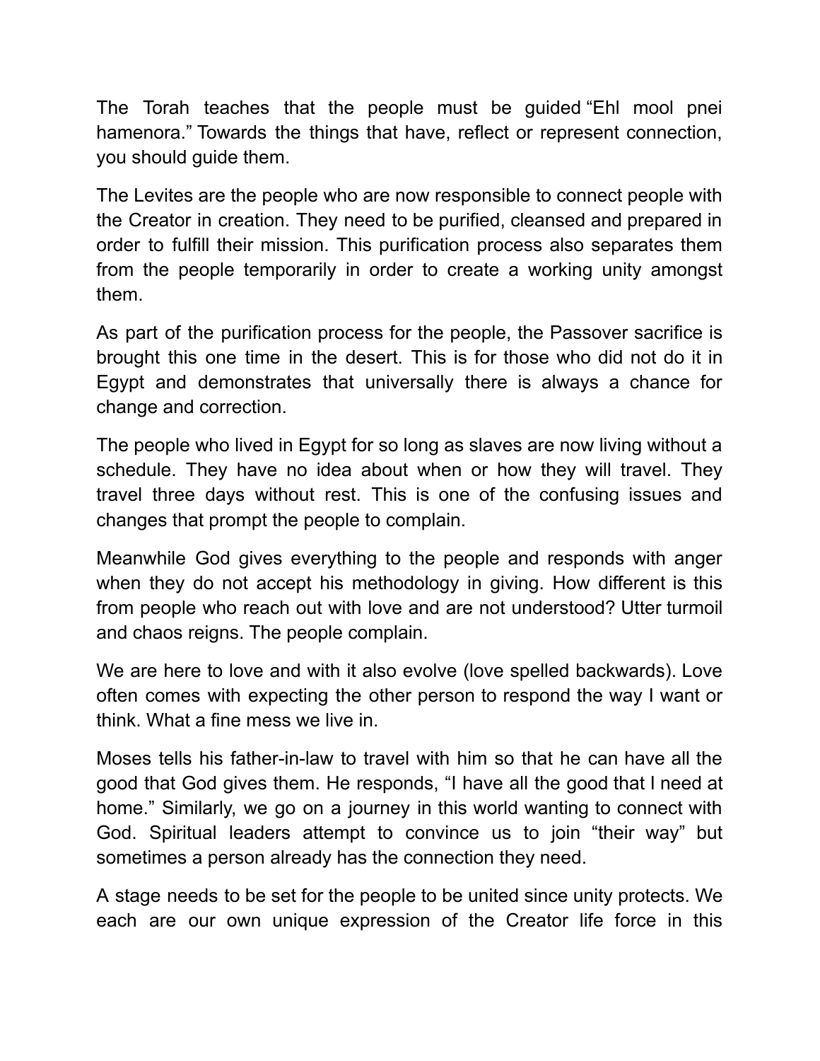The Torah teaches that the people must be guided "Ehl mool pnei hamenora." Towards the things that have, reflect or represent connection, you should guide them.

The Levites are the people who are now responsible to connect people with the Creator in creation. They need to be purified, cleansed and prepared in order to fulfill their mission. This purification process also separates them from the people temporarily in order to create a working unity amongst them.

As part of the purification process for the people, the Passover sacrifice is brought this one time in the desert. This is for those who did not do it in Egypt and demonstrates that universally there is always a chance for change and correction.

The people who lived in Egypt for so long as slaves are now living without a schedule. They have no idea about when or how they will travel. They travel three days without rest. This is one of the confusing issues and changes that prompt the people to complain.

Meanwhile God gives everything to the people and responds with anger when they do not accept his methodology in giving. How different is this from people who reach out with love and are not understood? Utter turmoil and chaos reigns. The people complain.

We are here to love and with it also evolve (love spelled backwards). Love often comes with expecting the other person to respond the way I want or think. What a fine mess we live in.

Moses tells his father-in-law to travel with him so that he can have all the good that God gives them. He responds, "I have all the good that I need at home." Similarly, we go on a journey in this world wanting to connect with God. Spiritual leaders attempt to convince us to join "their way" but sometimes a person already has the connection they need.

A stage needs to be set for the people to be united since unity protects. We each are our own unique expression of the Creator life force in this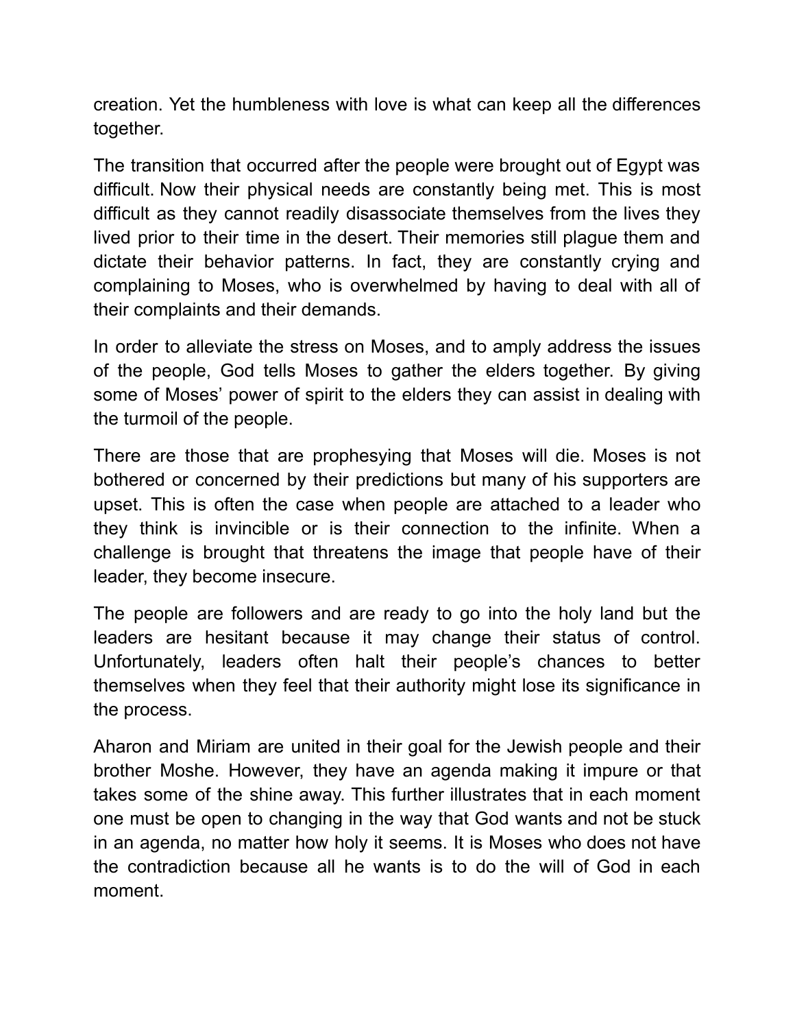creation. Yet the humbleness with love is what can keep all the differences together.

The transition that occurred after the people were brought out of Egypt was difficult. Now their physical needs are constantly being met. This is most difficult as they cannot readily disassociate themselves from the lives they lived prior to their time in the desert. Their memories still plague them and dictate their behavior patterns. In fact, they are constantly crying and complaining to Moses, who is overwhelmed by having to deal with all of their complaints and their demands.

In order to alleviate the stress on Moses, and to amply address the issues of the people, God tells Moses to gather the elders together. By giving some of Moses' power of spirit to the elders they can assist in dealing with the turmoil of the people.

There are those that are prophesying that Moses will die. Moses is not bothered or concerned by their predictions but many of his supporters are upset. This is often the case when people are attached to a leader who they think is invincible or is their connection to the infinite. When a challenge is brought that threatens the image that people have of their leader, they become insecure.

The people are followers and are ready to go into the holy land but the leaders are hesitant because it may change their status of control. Unfortunately, leaders often halt their people's chances to better themselves when they feel that their authority might lose its significance in the process.

Aharon and Miriam are united in their goal for the Jewish people and their brother Moshe. However, they have an agenda making it impure or that takes some of the shine away. This further illustrates that in each moment one must be open to changing in the way that God wants and not be stuck in an agenda, no matter how holy it seems. It is Moses who does not have the contradiction because all he wants is to do the will of God in each moment.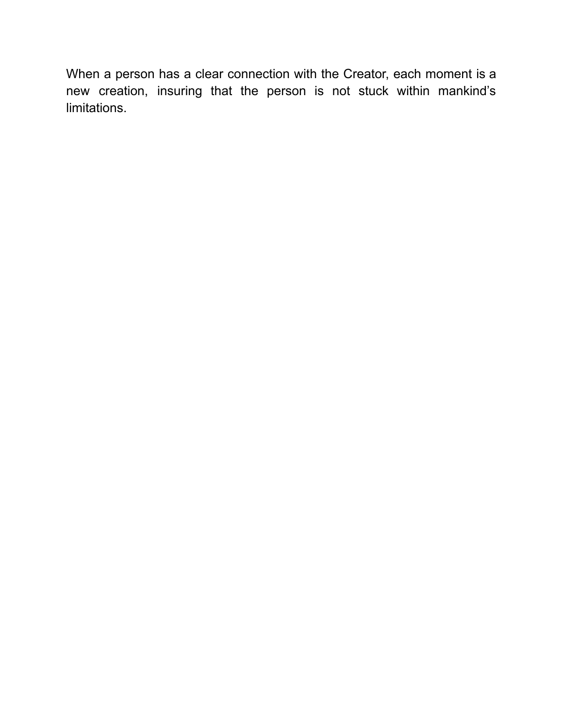When a person has a clear connection with the Creator, each moment is a new creation, insuring that the person is not stuck within mankind's limitations.